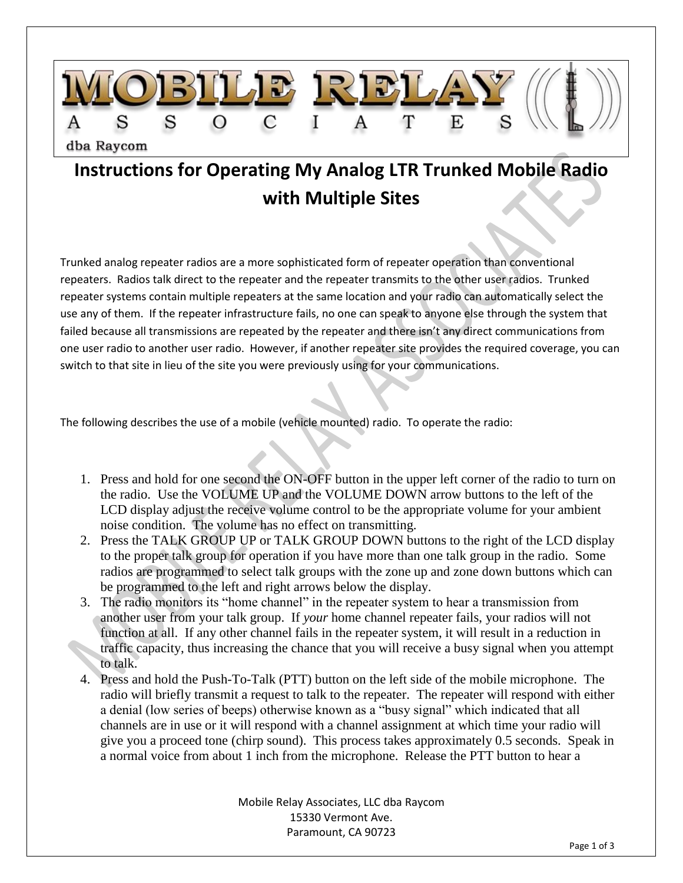# Instructions for Operating My Analog LTR Trunked Mobile Radio with Multiple Sites

Trunked analog repeater radios are a more sophisticated form of repeater operation than conventional repeaters. Radios talk direct to the repeater and the repeater transmits to the other user radios. Trunked repeater systems contain multiple repeaters at the same location and your radio can automatically select the use any of them. If the repeater infrastructure fails, no one can speak to anyone else through the system that failed because all transmissions are repeated by the repeater and there isn't any direct communications from one user radio to another user radio. However, if another repeater site provides the required coverage, you can switch to that site in lieu of the site you were previously using for your communications.

The following describes the use of a mobile (vehicle mounted) radio. To operate the radio:

1. Press and hold for one second the ON-OFF button in the upper left corner of the radio to turn on the radio. Use the VOLUME UP and the VOLUME DOWN arrow buttons to the left of the LCD display adjust the receive volume control to be the appropriate volume for your ambient noise condition. The volume has no effect on transmitting.
2. Press the TALK GROUP UP or TALK GROUP DOWN buttons to the right of the LCD display to the proper talk group for operation if you have more than one talk group in the radio. Some radios are programmed to select talk groups with the zone up and zone down buttons which can be programmed to the left and right arrows below the display.
3. The radio monitors its "home channel" in the repeater system to hear a transmission from another user from your talk group. If *your* home channel repeater fails, your radios will not function at all. If any other channel fails in the repeater system, it will result in a reduction in traffic capacity, thus increasing the chance that you will receive a busy signal when you attempt to talk.
4. Press and hold the Push-To-Talk (PTT) button on the left side of the mobile microphone. The radio will briefly transmit a request to talk to the repeater. The repeater will respond with either a denial (low series of beeps) otherwise known as a "busy signal" which indicated that all channels are in use or it will respond with a channel assignment at which time your radio will give you a proceed tone (chirp sound). This process takes approximately 0.5 seconds. Speak in a normal voice from about 1 inch from the microphone. Release the PTT button to hear a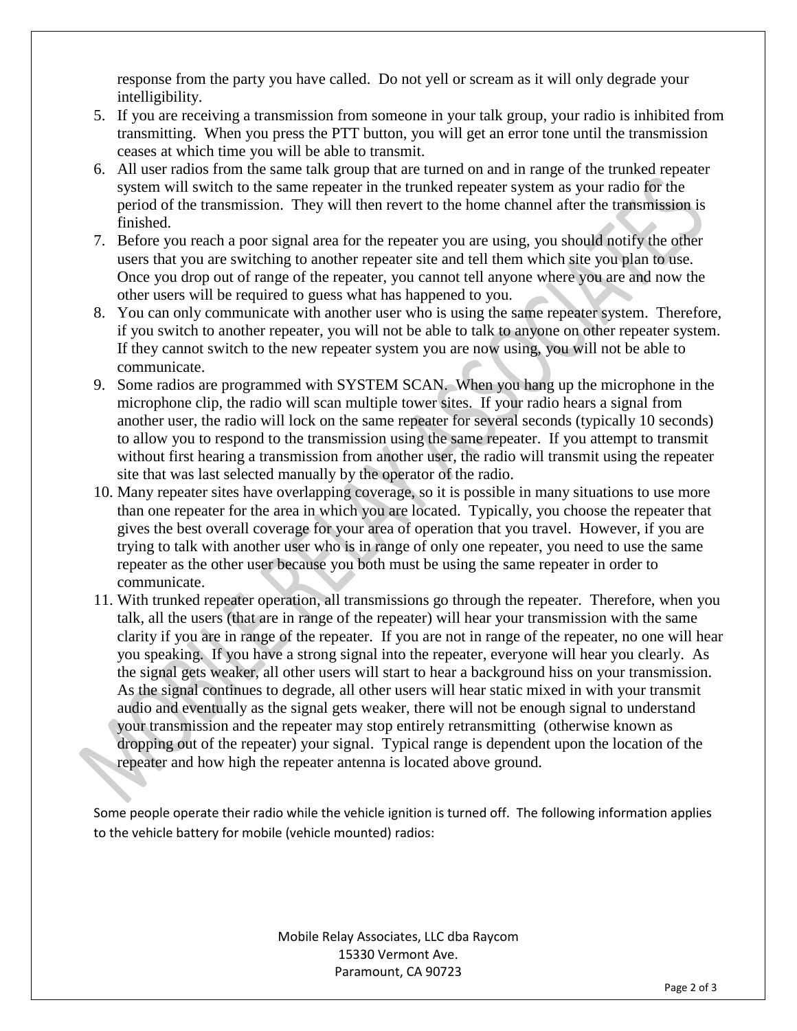response from the party you have called. Do not yell or scream as it will only degrade your intelligibility.

5. If you are receiving a transmission from someone in your talk group, your radio is inhibited from transmitting. When you press the PTT button, you will get an error tone until the transmission ceases at which time you will be able to transmit.
6. All user radios from the same talk group that are turned on and in range of the trunked repeater system will switch to the same repeater in the trunked repeater system as your radio for the period of the transmission. They will then revert to the home channel after the transmission is finished.
7. Before you reach a poor signal area for the repeater you are using, you should notify the other users that you are switching to another repeater site and tell them which site you plan to use. Once you drop out of range of the repeater, you cannot tell anyone where you are and now the other users will be required to guess what has happened to you.
8. You can only communicate with another user who is using the same repeater system. Therefore, if you switch to another repeater, you will not be able to talk to anyone on other repeater system. If they cannot switch to the new repeater system you are now using, you will not be able to communicate.
9. Some radios are programmed with SYSTEM SCAN. When you hang up the microphone in the microphone clip, the radio will scan multiple tower sites. If your radio hears a signal from another user, the radio will lock on the same repeater for several seconds (typically 10 seconds) to allow you to respond to the transmission using the same repeater. If you attempt to transmit without first hearing a transmission from another user, the radio will transmit using the repeater site that was last selected manually by the operator of the radio.
10. Many repeater sites have overlapping coverage, so it is possible in many situations to use more than one repeater for the area in which you are located. Typically, you choose the repeater that gives the best overall coverage for your area of operation that you travel. However, if you are trying to talk with another user who is in range of only one repeater, you need to use the same repeater as the other user because you both must be using the same repeater in order to communicate.
11. With trunked repeater operation, all transmissions go through the repeater. Therefore, when you talk, all the users (that are in range of the repeater) will hear your transmission with the same clarity if you are in range of the repeater. If you are not in range of the repeater, no one will hear you speaking. If you have a strong signal into the repeater, everyone will hear you clearly. As the signal gets weaker, all other users will start to hear a background hiss on your transmission. As the signal continues to degrade, all other users will hear static mixed in with your transmit audio and eventually as the signal gets weaker, there will not be enough signal to understand your transmission and the repeater may stop entirely retransmitting (otherwise known as dropping out of the repeater) your signal. Typical range is dependent upon the location of the repeater and how high the repeater antenna is located above ground.

Some people operate their radio while the vehicle ignition is turned off. The following information applies to the vehicle battery for mobile (vehicle mounted) radios:

Mobile Relay Associates, LLC dba Raycom
15330 Vermont Ave.
Paramount, CA 90723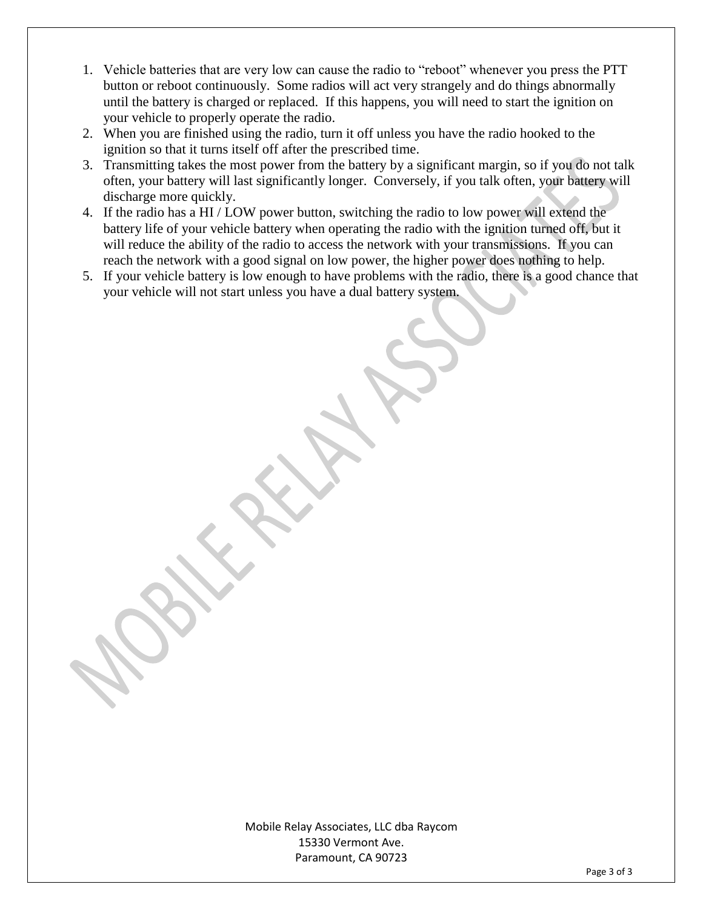1. Vehicle batteries that are very low can cause the radio to “reboot” whenever you press the PTT button or reboot continuously. Some radios will act very strangely and do things abnormally until the battery is charged or replaced. If this happens, you will need to start the ignition on your vehicle to properly operate the radio.
2. When you are finished using the radio, turn it off unless you have the radio hooked to the ignition so that it turns itself off after the prescribed time.
3. Transmitting takes the most power from the battery by a significant margin, so if you do not talk often, your battery will last significantly longer. Conversely, if you talk often, your battery will discharge more quickly.
4. If the radio has a HI / LOW power button, switching the radio to low power will extend the battery life of your vehicle battery when operating the radio with the ignition turned off, but it will reduce the ability of the radio to access the network with your transmissions. If you can reach the network with a good signal on low power, the higher power does nothing to help.
5. If your vehicle battery is low enough to have problems with the radio, there is a good chance that your vehicle will not start unless you have a dual battery system.

Mobile Relay Associates, LLC dba Raycom
15330 Vermont Ave.
Paramount, CA 90723